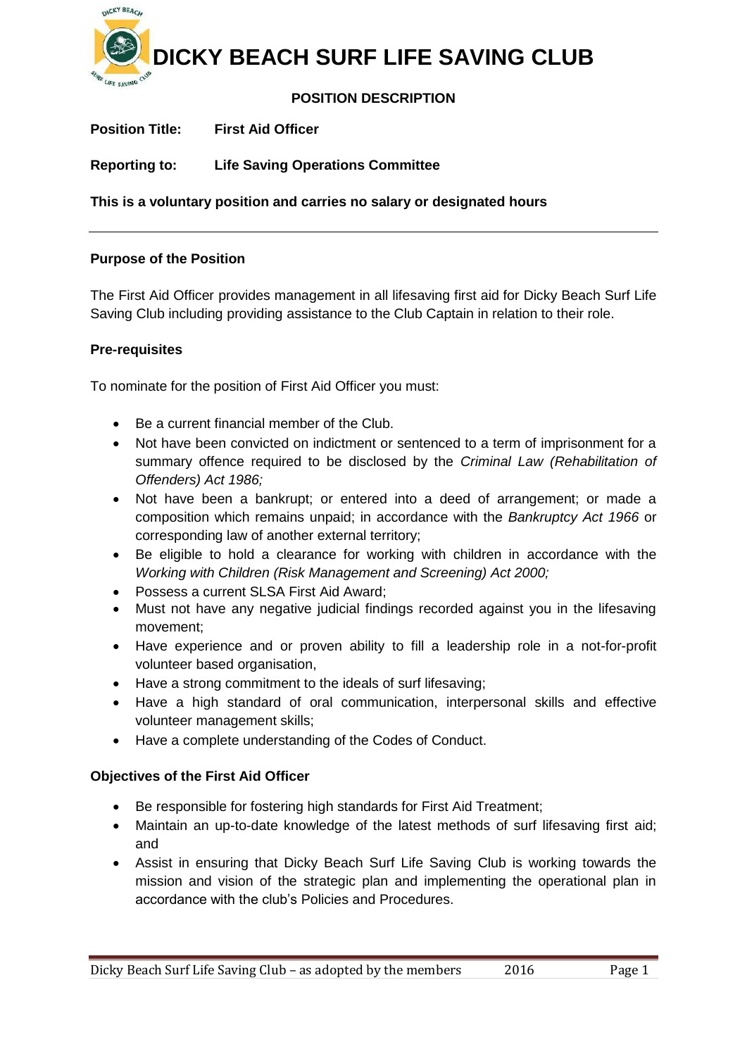# DICKY BEACH SURF LIFE SAVING CLUB

## POSITION DESCRIPTION

**Position Title:** **First Aid Officer**

**Reporting to:** **Life Saving Operations Committee**

**This is a voluntary position and carries no salary or designated hours**

---

### Purpose of the Position

The First Aid Officer provides management in all lifesaving first aid for Dicky Beach Surf Life Saving Club including providing assistance to the Club Captain in relation to their role.

### Pre-requisites

To nominate for the position of First Aid Officer you must:

- Be a current financial member of the Club.
- Not have been convicted on indictment or sentenced to a term of imprisonment for a summary offence required to be disclosed by the *Criminal Law (Rehabilitation of Offenders) Act 1986;*
- Not have been a bankrupt; or entered into a deed of arrangement; or made a composition which remains unpaid; in accordance with the *Bankruptcy Act 1966* or corresponding law of another external territory;
- Be eligible to hold a clearance for working with children in accordance with the *Working with Children (Risk Management and Screening) Act 2000;*
- Possess a current SLSA First Aid Award;
- Must not have any negative judicial findings recorded against you in the lifesaving movement;
- Have experience and or proven ability to fill a leadership role in a not-for-profit volunteer based organisation,
- Have a strong commitment to the ideals of surf lifesaving;
- Have a high standard of oral communication, interpersonal skills and effective volunteer management skills;
- Have a complete understanding of the Codes of Conduct.

### Objectives of the First Aid Officer

- Be responsible for fostering high standards for First Aid Treatment;
- Maintain an up-to-date knowledge of the latest methods of surf lifesaving first aid; and
- Assist in ensuring that Dicky Beach Surf Life Saving Club is working towards the mission and vision of the strategic plan and implementing the operational plan in accordance with the club's Policies and Procedures.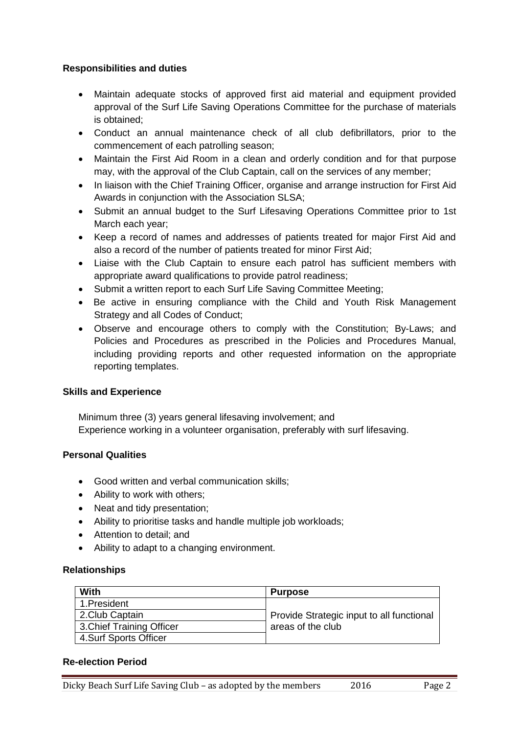**Responsibilities and duties**

- Maintain adequate stocks of approved first aid material and equipment provided approval of the Surf Life Saving Operations Committee for the purchase of materials is obtained;
- Conduct an annual maintenance check of all club defibrillators, prior to the commencement of each patrolling season;
- Maintain the First Aid Room in a clean and orderly condition and for that purpose may, with the approval of the Club Captain, call on the services of any member;
- In liaison with the Chief Training Officer, organise and arrange instruction for First Aid Awards in conjunction with the Association SLSA;
- Submit an annual budget to the Surf Lifesaving Operations Committee prior to 1st March each year;
- Keep a record of names and addresses of patients treated for major First Aid and also a record of the number of patients treated for minor First Aid;
- Liaise with the Club Captain to ensure each patrol has sufficient members with appropriate award qualifications to provide patrol readiness;
- Submit a written report to each Surf Life Saving Committee Meeting;
- Be active in ensuring compliance with the Child and Youth Risk Management Strategy and all Codes of Conduct;
- Observe and encourage others to comply with the Constitution; By-Laws; and Policies and Procedures as prescribed in the Policies and Procedures Manual, including providing reports and other requested information on the appropriate reporting templates.

**Skills and Experience**

Minimum three (3) years general lifesaving involvement; and
Experience working in a volunteer organisation, preferably with surf lifesaving.

**Personal Qualities**

- Good written and verbal communication skills;
- Ability to work with others;
- Neat and tidy presentation;
- Ability to prioritise tasks and handle multiple job workloads;
- Attention to detail; and
- Ability to adapt to a changing environment.

**Relationships**

| With | Purpose |
|---|---|
| 1.President | Provide Strategic input to all functional areas of the club |
| 2.Club Captain | |
| 3.Chief Training Officer | |
| 4.Surf Sports Officer | |

**Re-election Period**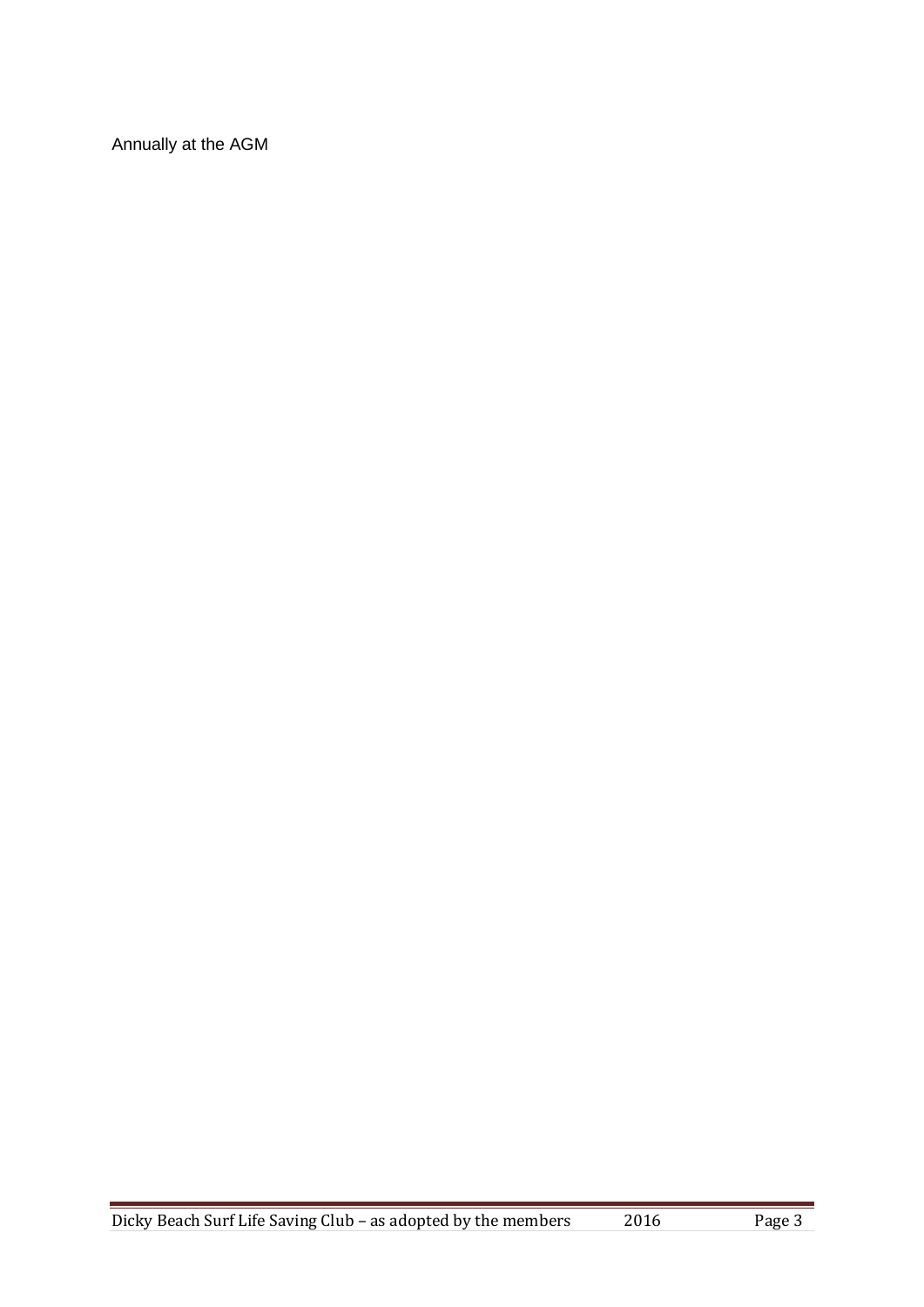Annually at the AGM